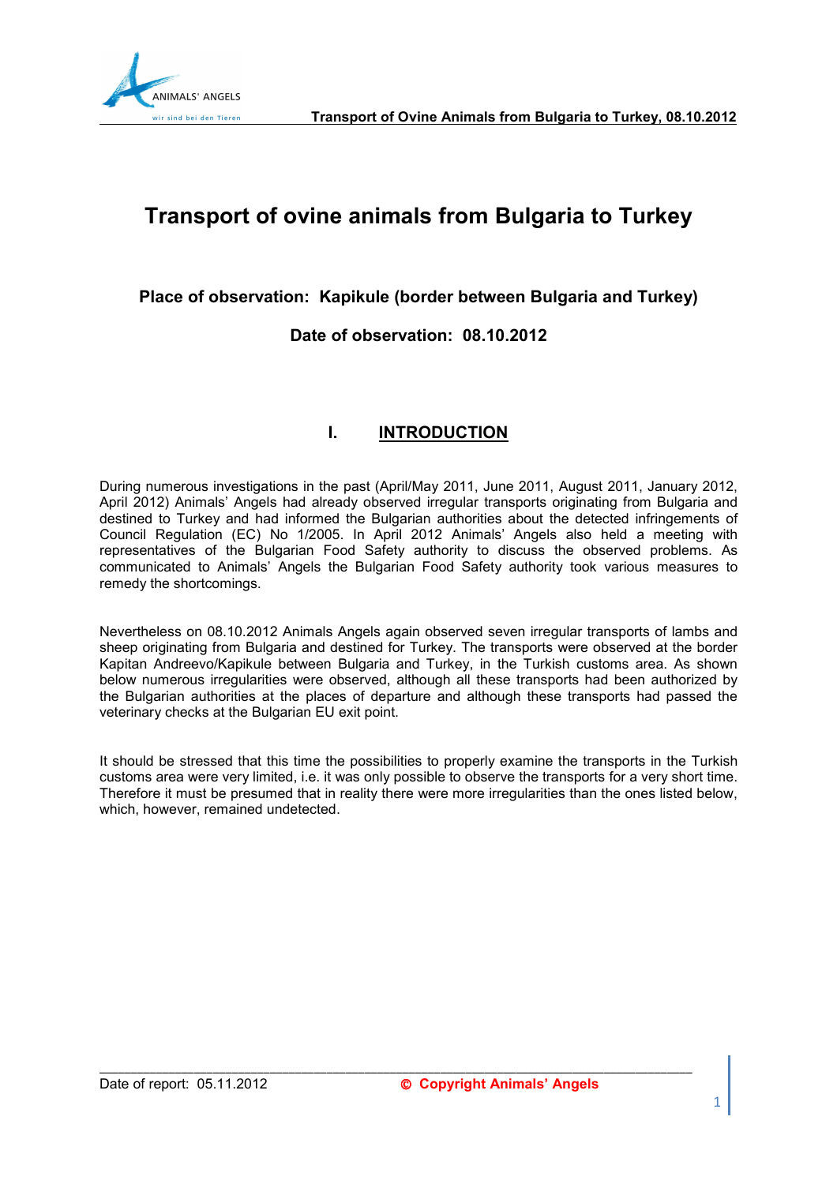# Transport of ovine animals from Bulgaria to Turkey

**Place of observation: Kapikule (border between Bulgaria and Turkey)**

**Date of observation: 08.10.2012**

## I. INTRODUCTION

During numerous investigations in the past (April/May 2011, June 2011, August 2011, January 2012, April 2012) Animals' Angels had already observed irregular transports originating from Bulgaria and destined to Turkey and had informed the Bulgarian authorities about the detected infringements of Council Regulation (EC) No 1/2005. In April 2012 Animals' Angels also held a meeting with representatives of the Bulgarian Food Safety authority to discuss the observed problems. As communicated to Animals' Angels the Bulgarian Food Safety authority took various measures to remedy the shortcomings.

Nevertheless on 08.10.2012 Animals Angels again observed seven irregular transports of lambs and sheep originating from Bulgaria and destined for Turkey. The transports were observed at the border Kapitan Andreevo/Kapikule between Bulgaria and Turkey, in the Turkish customs area. As shown below numerous irregularities were observed, although all these transports had been authorized by the Bulgarian authorities at the places of departure and although these transports had passed the veterinary checks at the Bulgarian EU exit point.

It should be stressed that this time the possibilities to properly examine the transports in the Turkish customs area were very limited, i.e. it was only possible to observe the transports for a very short time. Therefore it must be presumed that in reality there were more irregularities than the ones listed below, which, however, remained undetected.

Date of report: 05.11.2012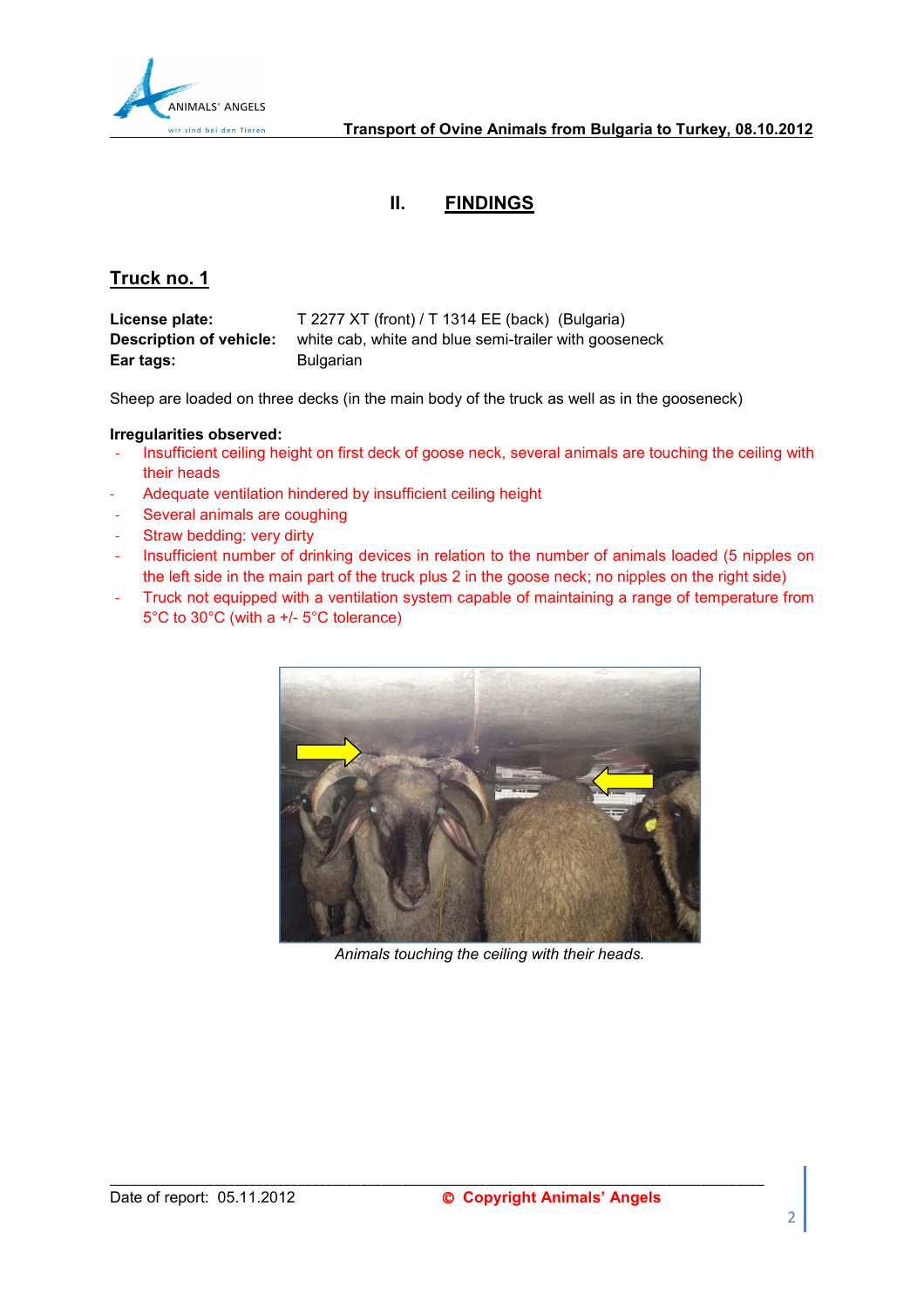## II. FINDINGS

### Truck no. 1

**License plate:** T 2277 XT (front) / T 1314 EE (back) (Bulgaria)
**Description of vehicle:** white cab, white and blue semi-trailer with gooseneck
**Ear tags:** Bulgarian

Sheep are loaded on three decks (in the main body of the truck as well as in the gooseneck)

**Irregularities observed:**

- Insufficient ceiling height on first deck of goose neck, several animals are touching the ceiling with their heads
- Adequate ventilation hindered by insufficient ceiling height
- Several animals are coughing
- Straw bedding: very dirty
- Insufficient number of drinking devices in relation to the number of animals loaded (5 nipples on the left side in the main part of the truck plus 2 in the goose neck; no nipples on the right side)
- Truck not equipped with a ventilation system capable of maintaining a range of temperature from 5°C to 30°C (with a +/- 5°C tolerance)

*Animals touching the ceiling with their heads.*

Date of report: 05.11.2012 © Copyright Animals' Angels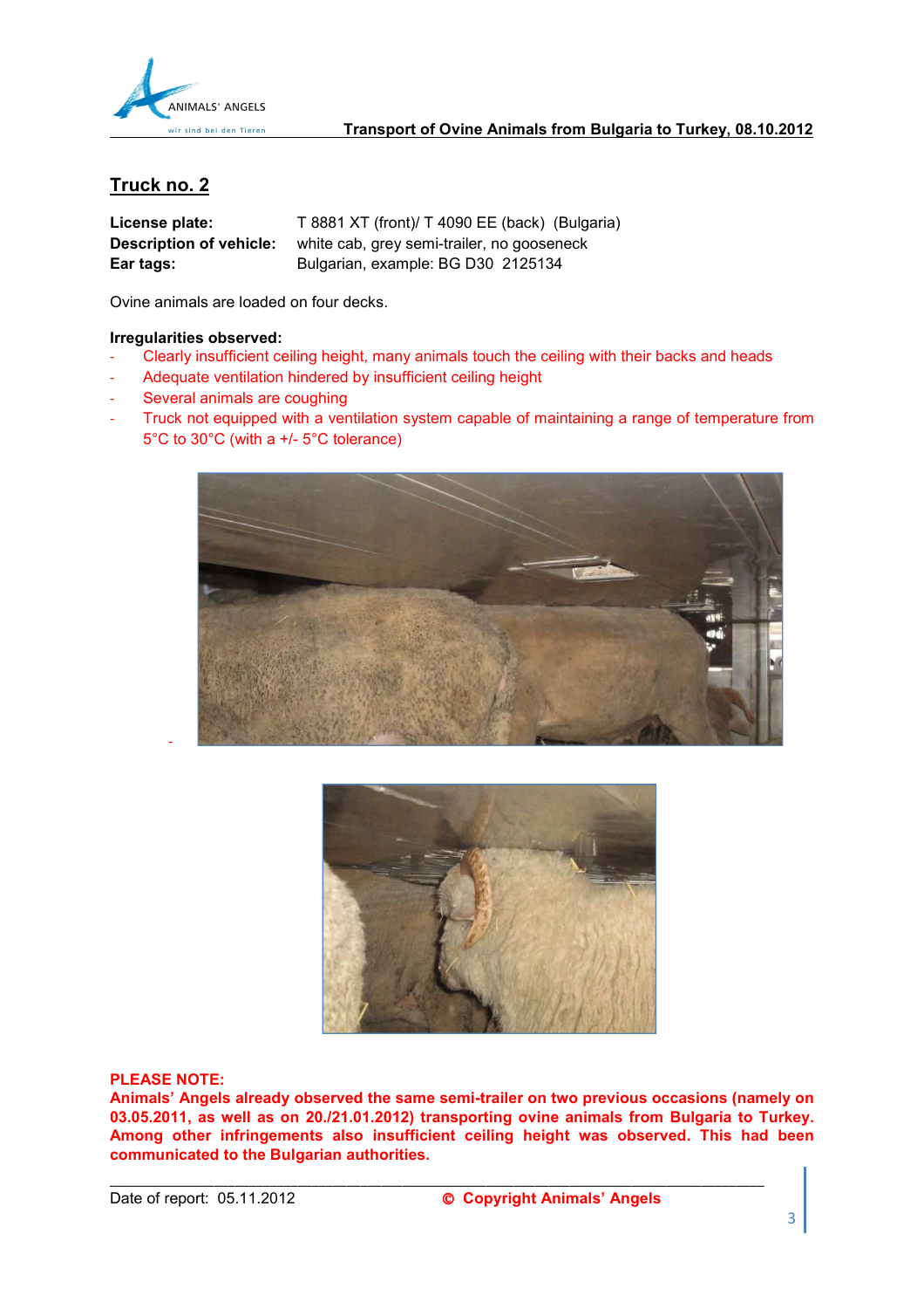## Truck no. 2

**License plate:** T 8881 XT (front)/ T 4090 EE (back) (Bulgaria)
**Description of vehicle:** white cab, grey semi-trailer, no gooseneck
**Ear tags:** Bulgarian, example: BG D30 2125134

Ovine animals are loaded on four decks.

**Irregularities observed:**

- Clearly insufficient ceiling height, many animals touch the ceiling with their backs and heads
- Adequate ventilation hindered by insufficient ceiling height
- Several animals are coughing
- Truck not equipped with a ventilation system capable of maintaining a range of temperature from 5°C to 30°C (with a +/- 5°C tolerance)

**PLEASE NOTE:**
**Animals' Angels already observed the same semi-trailer on two previous occasions (namely on 03.05.2011, as well as on 20./21.01.2012) transporting ovine animals from Bulgaria to Turkey. Among other infringements also insufficient ceiling height was observed. This had been communicated to the Bulgarian authorities.**

Date of report: 05.11.2012 **© Copyright Animals' Angels**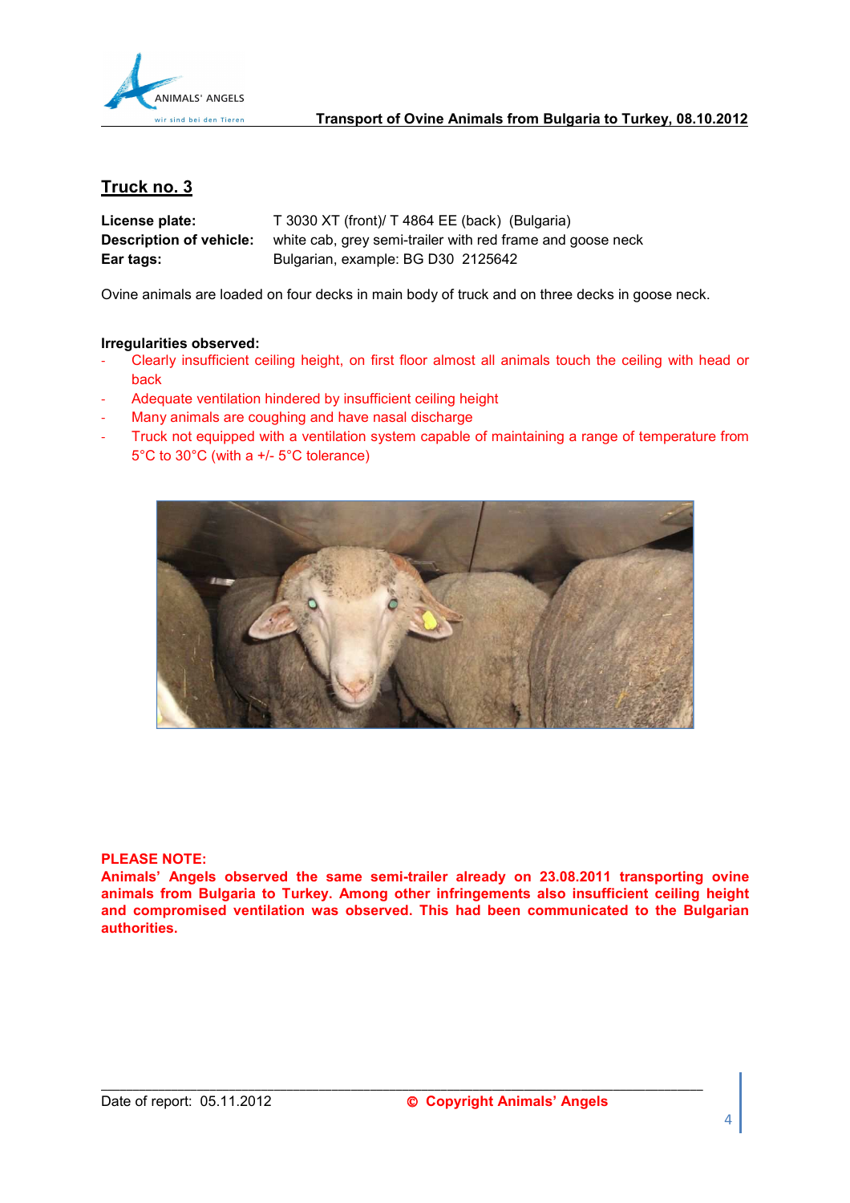## Truck no. 3

**License plate:** T 3030 XT (front)/ T 4864 EE (back) (Bulgaria)
**Description of vehicle:** white cab, grey semi-trailer with red frame and goose neck
**Ear tags:** Bulgarian, example: BG D30 2125642

Ovine animals are loaded on four decks in main body of truck and on three decks in goose neck.

**Irregularities observed:**

- Clearly insufficient ceiling height, on first floor almost all animals touch the ceiling with head or back
- Adequate ventilation hindered by insufficient ceiling height
- Many animals are coughing and have nasal discharge
- Truck not equipped with a ventilation system capable of maintaining a range of temperature from 5°C to 30°C (with a +/- 5°C tolerance)

**PLEASE NOTE:**
**Animals' Angels observed the same semi-trailer already on 23.08.2011 transporting ovine animals from Bulgaria to Turkey. Among other infringements also insufficient ceiling height and compromised ventilation was observed. This had been communicated to the Bulgarian authorities.**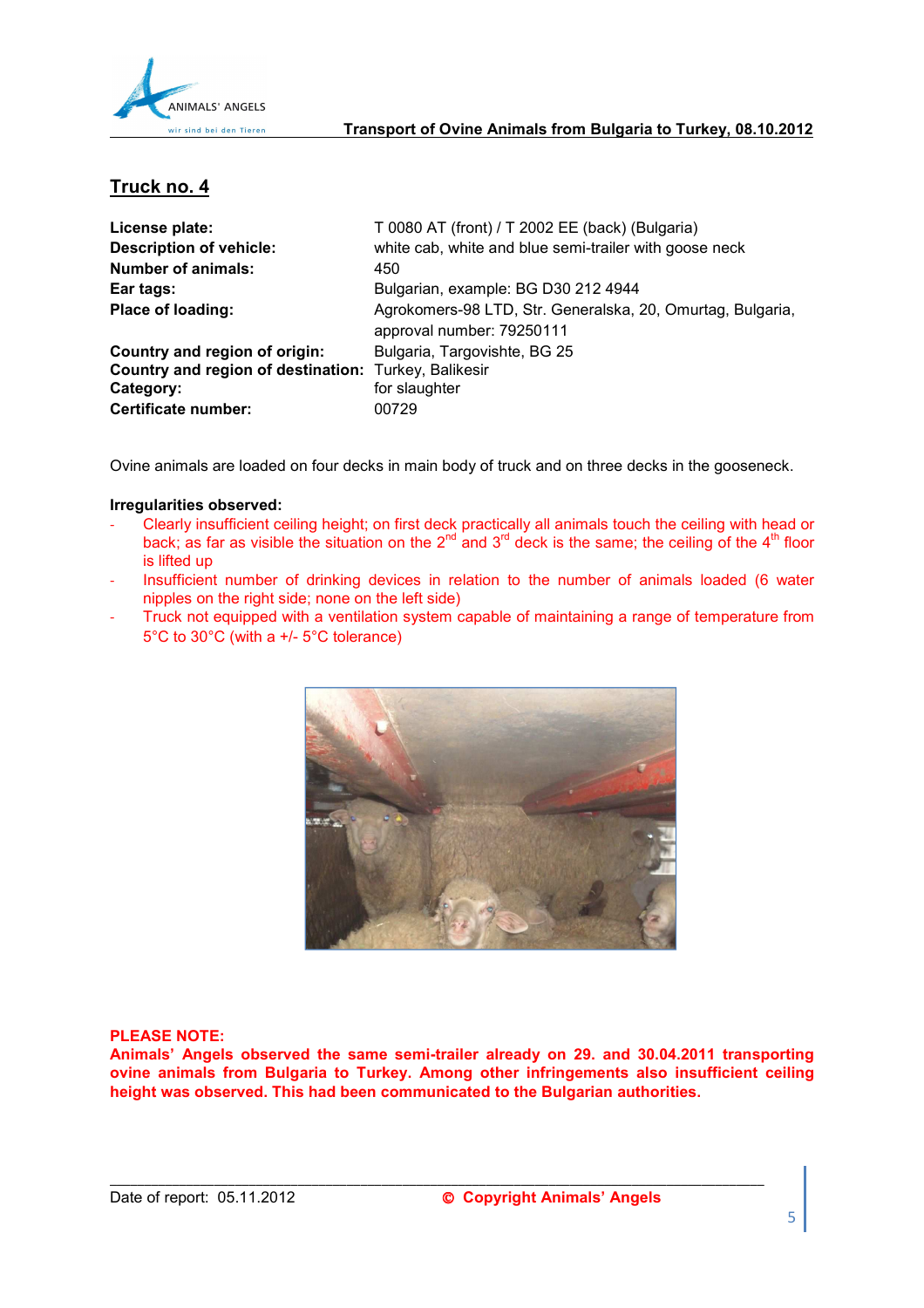## Truck no. 4

| | |
|---|---|
| **License plate:** | T 0080 AT (front) / T 2002 EE (back) (Bulgaria) |
| **Description of vehicle:** | white cab, white and blue semi-trailer with goose neck |
| **Number of animals:** | 450 |
| **Ear tags:** | Bulgarian, example: BG D30 212 4944 |
| **Place of loading:** | Agrokomers-98 LTD, Str. Generalska, 20, Omurtag, Bulgaria, approval number: 79250111 |
| **Country and region of origin:** | Bulgaria, Targovishte, BG 25 |
| **Country and region of destination:** | Turkey, Balikesir |
| **Category:** | for slaughter |
| **Certificate number:** | 00729 |

Ovine animals are loaded on four decks in main body of truck and on three decks in the gooseneck.

**Irregularities observed:**

- Clearly insufficient ceiling height; on first deck practically all animals touch the ceiling with head or back; as far as visible the situation on the 2nd and 3rd deck is the same; the ceiling of the 4th floor is lifted up
- Insufficient number of drinking devices in relation to the number of animals loaded (6 water nipples on the right side; none on the left side)
- Truck not equipped with a ventilation system capable of maintaining a range of temperature from 5°C to 30°C (with a +/- 5°C tolerance)

**PLEASE NOTE:**
**Animals' Angels observed the same semi-trailer already on 29. and 30.04.2011 transporting ovine animals from Bulgaria to Turkey. Among other infringements also insufficient ceiling height was observed. This had been communicated to the Bulgarian authorities.**

Date of report: 05.11.2012 **© Copyright Animals' Angels**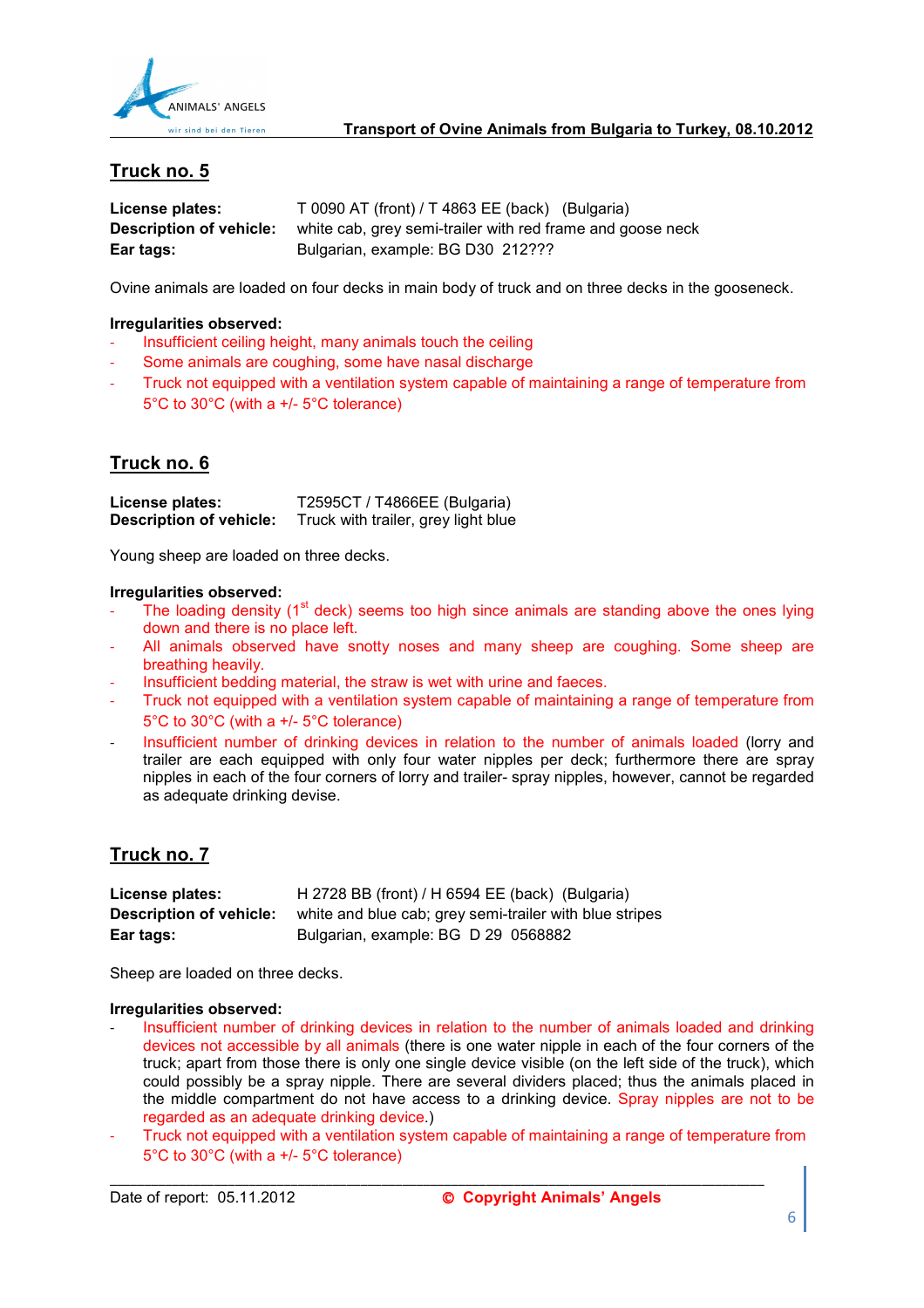## Truck no. 5

**License plates:** T 0090 AT (front) / T 4863 EE (back) (Bulgaria)
**Description of vehicle:** white cab, grey semi-trailer with red frame and goose neck
**Ear tags:** Bulgarian, example: BG D30 212???

Ovine animals are loaded on four decks in main body of truck and on three decks in the gooseneck.

**Irregularities observed:**

- Insufficient ceiling height, many animals touch the ceiling
- Some animals are coughing, some have nasal discharge
- Truck not equipped with a ventilation system capable of maintaining a range of temperature from 5°C to 30°C (with a +/- 5°C tolerance)

## Truck no. 6

**License plates:** T2595CT / T4866EE (Bulgaria)
**Description of vehicle:** Truck with trailer, grey light blue

Young sheep are loaded on three decks.

**Irregularities observed:**

- The loading density (1st deck) seems too high since animals are standing above the ones lying down and there is no place left.
- All animals observed have snotty noses and many sheep are coughing. Some sheep are breathing heavily.
- Insufficient bedding material, the straw is wet with urine and faeces.
- Truck not equipped with a ventilation system capable of maintaining a range of temperature from 5°C to 30°C (with a +/- 5°C tolerance)
- Insufficient number of drinking devices in relation to the number of animals loaded (lorry and trailer are each equipped with only four water nipples per deck; furthermore there are spray nipples in each of the four corners of lorry and trailer- spray nipples, however, cannot be regarded as adequate drinking devise.

## Truck no. 7

**License plates:** H 2728 BB (front) / H 6594 EE (back) (Bulgaria)
**Description of vehicle:** white and blue cab; grey semi-trailer with blue stripes
**Ear tags:** Bulgarian, example: BG D 29 0568882

Sheep are loaded on three decks.

**Irregularities observed:**

- Insufficient number of drinking devices in relation to the number of animals loaded and drinking devices not accessible by all animals (there is one water nipple in each of the four corners of the truck; apart from those there is only one single device visible (on the left side of the truck), which could possibly be a spray nipple. There are several dividers placed; thus the animals placed in the middle compartment do not have access to a drinking device. Spray nipples are not to be regarded as an adequate drinking device.)
- Truck not equipped with a ventilation system capable of maintaining a range of temperature from 5°C to 30°C (with a +/- 5°C tolerance)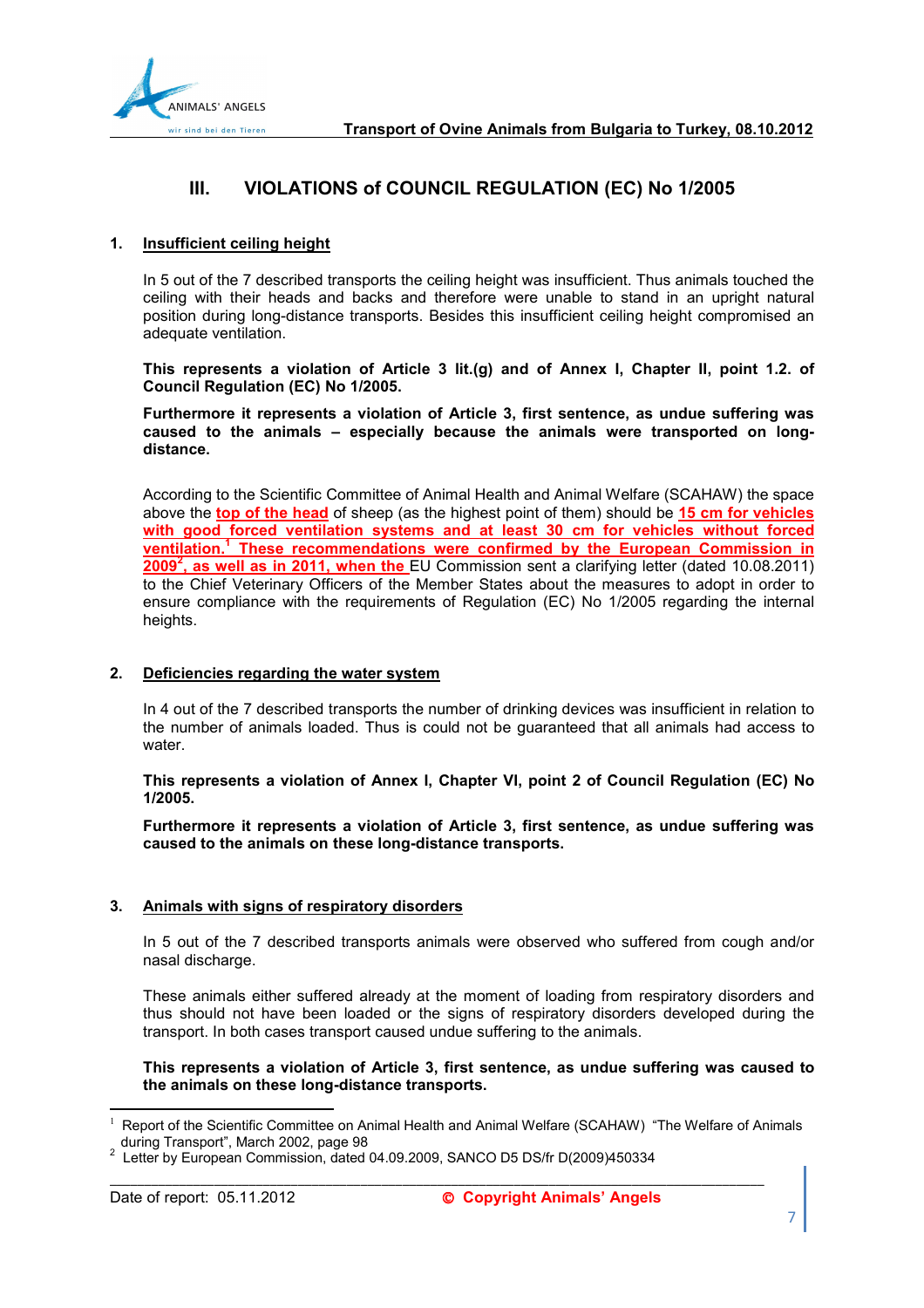## III. VIOLATIONS of COUNCIL REGULATION (EC) No 1/2005

### 1. Insufficient ceiling height

In 5 out of the 7 described transports the ceiling height was insufficient. Thus animals touched the ceiling with their heads and backs and therefore were unable to stand in an upright natural position during long-distance transports. Besides this insufficient ceiling height compromised an adequate ventilation.

**This represents a violation of Article 3 lit.(g) and of Annex I, Chapter II, point 1.2. of Council Regulation (EC) No 1/2005.**

**Furthermore it represents a violation of Article 3, first sentence, as undue suffering was caused to the animals – especially because the animals were transported on long-distance.**

According to the Scientific Committee of Animal Health and Animal Welfare (SCAHAW) the space above the **top of the head** of sheep (as the highest point of them) should be **15 cm for vehicles with good forced ventilation systems and at least 30 cm for vehicles without forced ventilation.**[1] **These recommendations were confirmed by the European Commission in 2009**[2]**, as well as in 2011, when the** EU Commission sent a clarifying letter (dated 10.08.2011) to the Chief Veterinary Officers of the Member States about the measures to adopt in order to ensure compliance with the requirements of Regulation (EC) No 1/2005 regarding the internal heights.

### 2. Deficiencies regarding the water system

In 4 out of the 7 described transports the number of drinking devices was insufficient in relation to the number of animals loaded. Thus is could not be guaranteed that all animals had access to water.

**This represents a violation of Annex I, Chapter VI, point 2 of Council Regulation (EC) No 1/2005.**

**Furthermore it represents a violation of Article 3, first sentence, as undue suffering was caused to the animals on these long-distance transports.**

### 3. Animals with signs of respiratory disorders

In 5 out of the 7 described transports animals were observed who suffered from cough and/or nasal discharge.

These animals either suffered already at the moment of loading from respiratory disorders and thus should not have been loaded or the signs of respiratory disorders developed during the transport. In both cases transport caused undue suffering to the animals.

**This represents a violation of Article 3, first sentence, as undue suffering was caused to the animals on these long-distance transports.**

---

[1] Report of the Scientific Committee on Animal Health and Animal Welfare (SCAHAW) "The Welfare of Animals during Transport", March 2002, page 98

[2] Letter by European Commission, dated 04.09.2009, SANCO D5 DS/fr D(2009)450334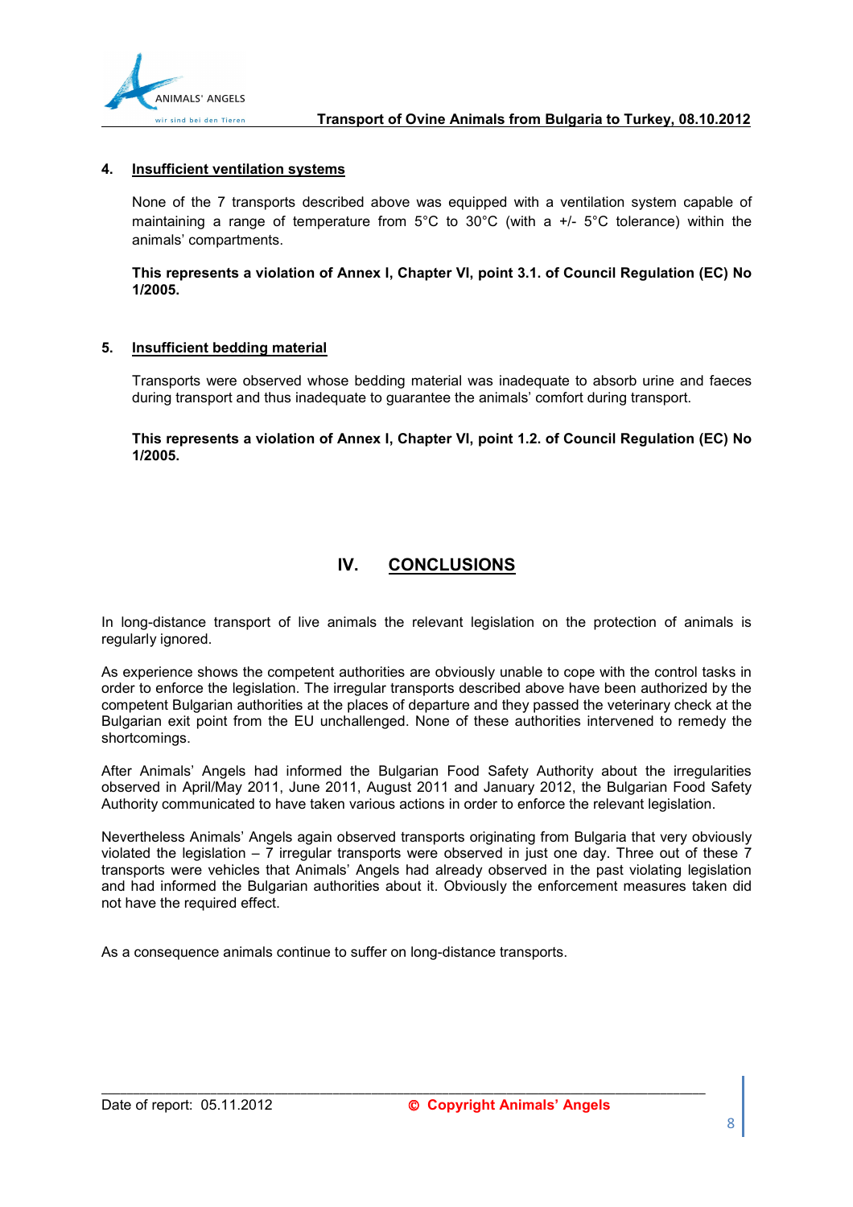**4. Insufficient ventilation systems**

None of the 7 transports described above was equipped with a ventilation system capable of maintaining a range of temperature from 5°C to 30°C (with a +/- 5°C tolerance) within the animals' compartments.

**This represents a violation of Annex I, Chapter VI, point 3.1. of Council Regulation (EC) No 1/2005.**

**5. Insufficient bedding material**

Transports were observed whose bedding material was inadequate to absorb urine and faeces during transport and thus inadequate to guarantee the animals' comfort during transport.

**This represents a violation of Annex I, Chapter VI, point 1.2. of Council Regulation (EC) No 1/2005.**

## IV. CONCLUSIONS

In long-distance transport of live animals the relevant legislation on the protection of animals is regularly ignored.

As experience shows the competent authorities are obviously unable to cope with the control tasks in order to enforce the legislation. The irregular transports described above have been authorized by the competent Bulgarian authorities at the places of departure and they passed the veterinary check at the Bulgarian exit point from the EU unchallenged. None of these authorities intervened to remedy the shortcomings.

After Animals' Angels had informed the Bulgarian Food Safety Authority about the irregularities observed in April/May 2011, June 2011, August 2011 and January 2012, the Bulgarian Food Safety Authority communicated to have taken various actions in order to enforce the relevant legislation.

Nevertheless Animals' Angels again observed transports originating from Bulgaria that very obviously violated the legislation – 7 irregular transports were observed in just one day. Three out of these 7 transports were vehicles that Animals' Angels had already observed in the past violating legislation and had informed the Bulgarian authorities about it. Obviously the enforcement measures taken did not have the required effect.

As a consequence animals continue to suffer on long-distance transports.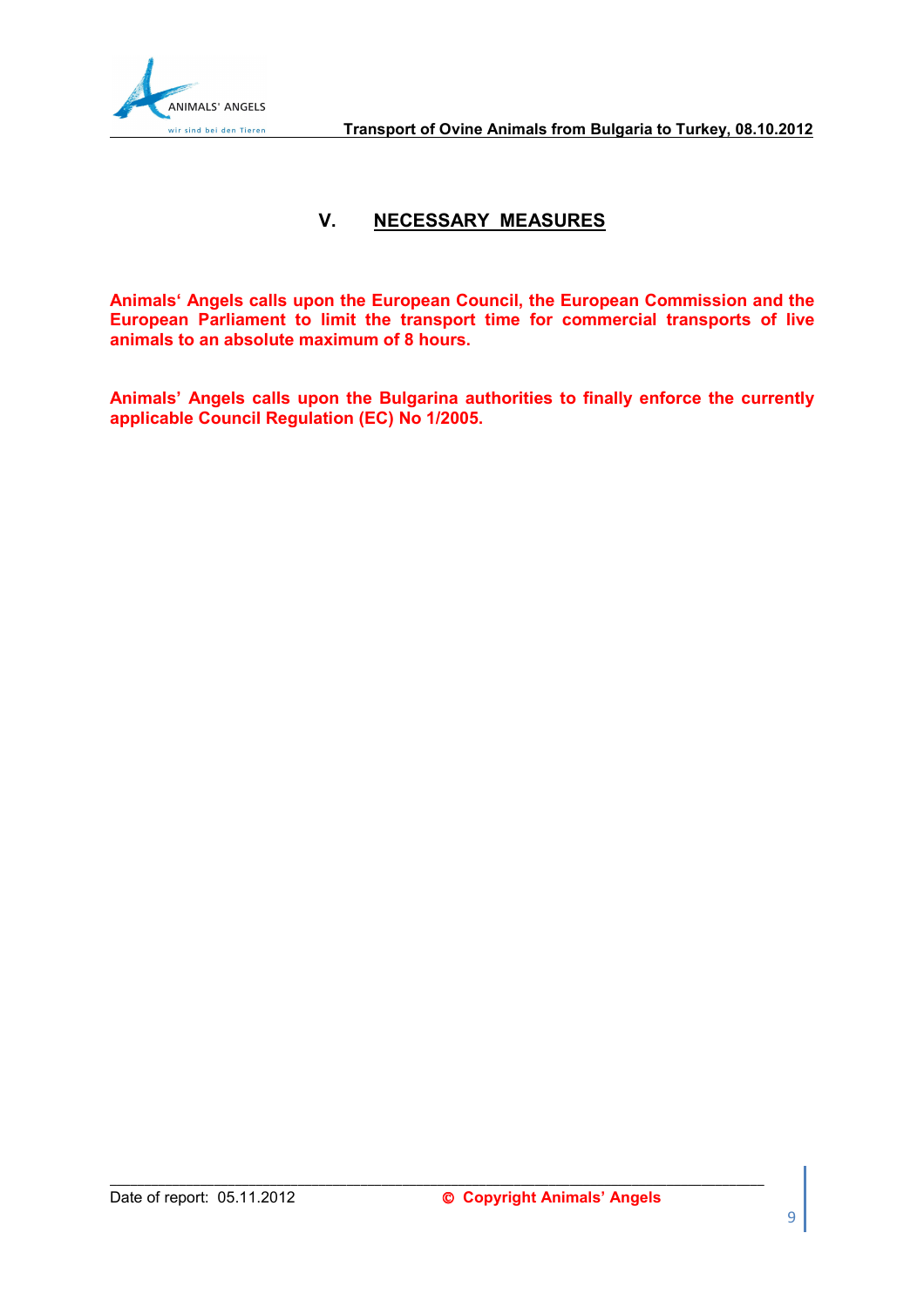## V. NECESSARY MEASURES

**Animals‘ Angels calls upon the European Council, the European Commission and the European Parliament to limit the transport time for commercial transports of live animals to an absolute maximum of 8 hours.**

**Animals’ Angels calls upon the Bulgarina authorities to finally enforce the currently applicable Council Regulation (EC) No 1/2005.**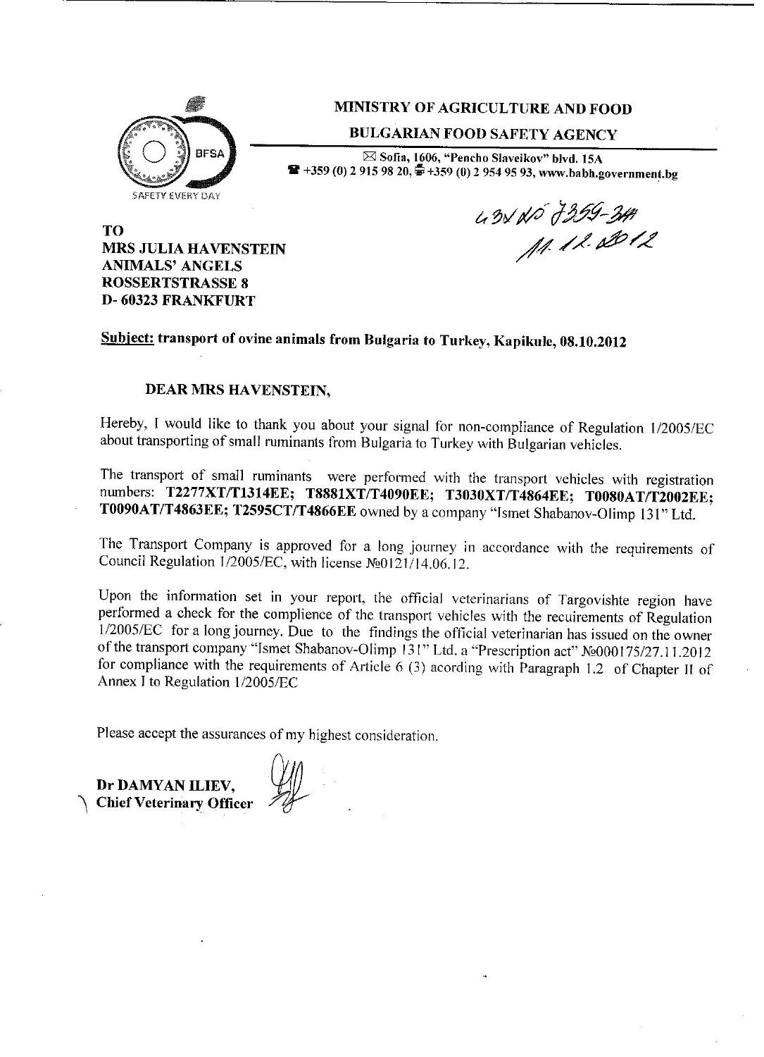**MINISTRY OF AGRICULTURE AND FOOD**

**BULGARIAN FOOD SAFETY AGENCY**

BFSA

SAFETY EVERY DAY

✉ Sofia, 1606, "Pencho Slaveikov" blvd. 15A
☎ +359 (0) 2 915 98 20, +359 (0) 2 954 95 93, www.babh.government.bg

изх № 7359-3И
11.12.2012

**TO**
**MRS JULIA HAVENSTEIN**
**ANIMALS' ANGELS**
**ROSSERTSTRASSE 8**
**D- 60323 FRANKFURT**

**Subject: transport of ovine animals from Bulgaria to Turkey, Kapikule, 08.10.2012**

**DEAR MRS HAVENSTEIN,**

Hereby, I would like to thank you about your signal for non-compliance of Regulation 1/2005/EC about transporting of small ruminants from Bulgaria to Turkey with Bulgarian vehicles.

The transport of small ruminants were performed with the transport vehicles with registration numbers: **T2277XT/T1314EE; T8881XT/T4090EE; T3030XT/T4864EE; T0080AT/T2002EE; T0090AT/T4863EE; T2595CT/T4866EE** owned by a company "Ismet Shabanov-Olimp 131" Ltd.

The Transport Company is approved for a long journey in accordance with the requirements of Council Regulation 1/2005/EC, with license №0121/14.06.12.

Upon the information set in your report, the official veterinarians of Targovishte region have performed a check for the complience of the transport vehicles with the recuirements of Regulation 1/2005/EC for a long journey. Due to the findings the official veterinarian has issued on the owner of the transport company "Ismet Shabanov-Olimp 131" Ltd. a "Prescription act" №000175/27.11.2012 for compliance with the requirements of Article 6 (3) acording with Paragraph 1.2 of Chapter II of Annex I to Regulation 1/2005/EC

Please accept the assurances of my highest consideration.

**Dr DAMYAN ILIEV,**
**Chief Veterinary Officer**